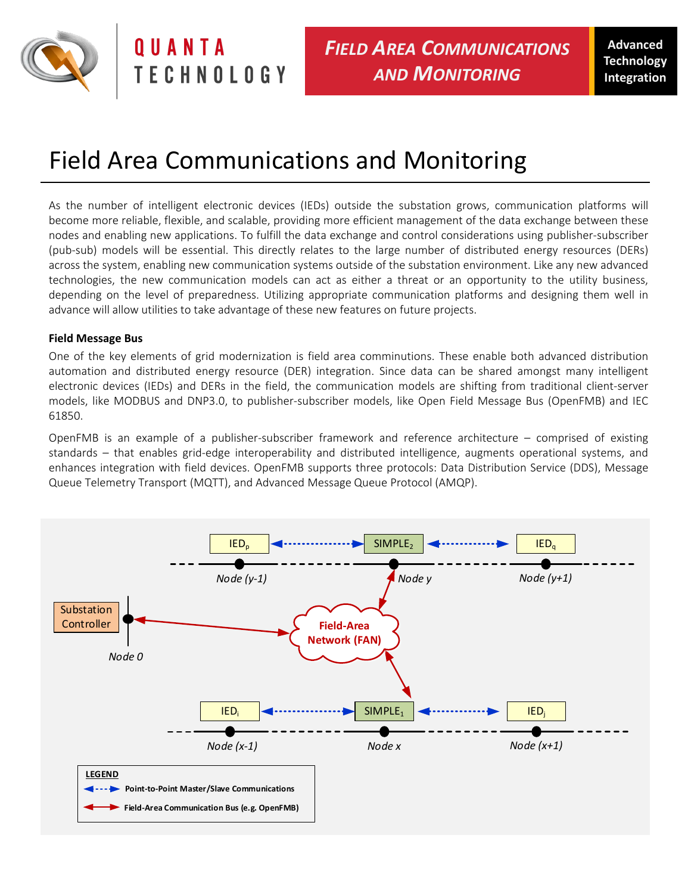# Field Area Communications and Monitoring

As the number of intelligent electronic devices (IEDs) outside the substation grows, communication platforms will become more reliable, flexible, and scalable, providing more efficient management of the data exchange between these nodes and enabling new applications. To fulfill the data exchange and control considerations using publisher-subscriber (pub-sub) models will be essential. This directly relates to the large number of distributed energy resources (DERs) across the system, enabling new communication systems outside of the substation environment. Like any new advanced technologies, the new communication models can act as either a threat or an opportunity to the utility business, depending on the level of preparedness. Utilizing appropriate communication platforms and designing them well in advance will allow utilities to take advantage of these new features on future projects.

**Field Message Bus**

One of the key elements of grid modernization is field area comminutions. These enable both advanced distribution automation and distributed energy resource (DER) integration. Since data can be shared amongst many intelligent electronic devices (IEDs) and DERs in the field, the communication models are shifting from traditional client-server models, like MODBUS and DNP3.0, to publisher-subscriber models, like Open Field Message Bus (OpenFMB) and IEC 61850.

OpenFMB is an example of a publisher-subscriber framework and reference architecture – comprised of existing standards – that enables grid-edge interoperability and distributed intelligence, augments operational systems, and enhances integration with field devices. OpenFMB supports three protocols: Data Distribution Service (DDS), Message Queue Telemetry Transport (MQTT), and Advanced Message Queue Protocol (AMQP).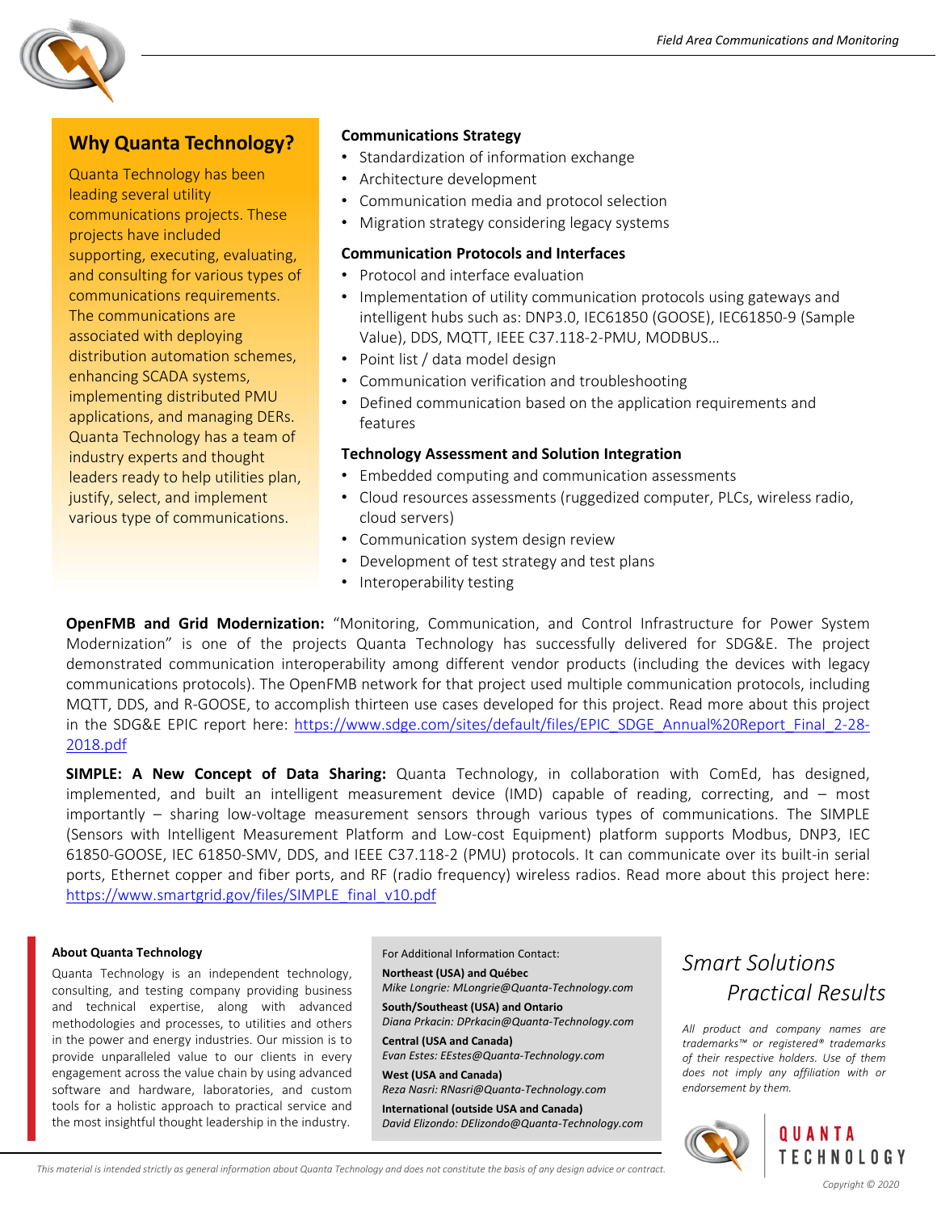## Why Quanta Technology?

Quanta Technology has been leading several utility communications projects. These projects have included supporting, executing, evaluating, and consulting for various types of communications requirements. The communications are associated with deploying distribution automation schemes, enhancing SCADA systems, implementing distributed PMU applications, and managing DERs. Quanta Technology has a team of industry experts and thought leaders ready to help utilities plan, justify, select, and implement various type of communications.

### Communications Strategy

- Standardization of information exchange
- Architecture development
- Communication media and protocol selection
- Migration strategy considering legacy systems

### Communication Protocols and Interfaces

- Protocol and interface evaluation
- Implementation of utility communication protocols using gateways and intelligent hubs such as: DNP3.0, IEC61850 (GOOSE), IEC61850-9 (Sample Value), DDS, MQTT, IEEE C37.118-2-PMU, MODBUS…
- Point list / data model design
- Communication verification and troubleshooting
- Defined communication based on the application requirements and features

### Technology Assessment and Solution Integration

- Embedded computing and communication assessments
- Cloud resources assessments (ruggedized computer, PLCs, wireless radio, cloud servers)
- Communication system design review
- Development of test strategy and test plans
- Interoperability testing

**OpenFMB and Grid Modernization:** "Monitoring, Communication, and Control Infrastructure for Power System Modernization" is one of the projects Quanta Technology has successfully delivered for SDG&E. The project demonstrated communication interoperability among different vendor products (including the devices with legacy communications protocols). The OpenFMB network for that project used multiple communication protocols, including MQTT, DDS, and R-GOOSE, to accomplish thirteen use cases developed for this project. Read more about this project in the SDG&E EPIC report here: https://www.sdge.com/sites/default/files/EPIC_SDGE_Annual%20Report_Final_2-28-2018.pdf

**SIMPLE: A New Concept of Data Sharing:** Quanta Technology, in collaboration with ComEd, has designed, implemented, and built an intelligent measurement device (IMD) capable of reading, correcting, and – most importantly – sharing low-voltage measurement sensors through various types of communications. The SIMPLE (Sensors with Intelligent Measurement Platform and Low-cost Equipment) platform supports Modbus, DNP3, IEC 61850-GOOSE, IEC 61850-SMV, DDS, and IEEE C37.118-2 (PMU) protocols. It can communicate over its built-in serial ports, Ethernet copper and fiber ports, and RF (radio frequency) wireless radios. Read more about this project here: https://www.smartgrid.gov/files/SIMPLE_final_v10.pdf

**About Quanta Technology**

Quanta Technology is an independent technology, consulting, and testing company providing business and technical expertise, along with advanced methodologies and processes, to utilities and others in the power and energy industries. Our mission is to provide unparalleled value to our clients in every engagement across the value chain by using advanced software and hardware, laboratories, and custom tools for a holistic approach to practical service and the most insightful thought leadership in the industry.

For Additional Information Contact:

**Northeast (USA) and Québec**
*Mike Longrie: MLongrie@Quanta-Technology.com*

**South/Southeast (USA) and Ontario**
*Diana Prkacin: DPrkacin@Quanta-Technology.com*

**Central (USA and Canada)**
*Evan Estes: EEstes@Quanta-Technology.com*

**West (USA and Canada)**
*Reza Nasri: RNasri@Quanta-Technology.com*

**International (outside USA and Canada)**
*David Elizondo: DElizondo@Quanta-Technology.com*

*Smart Solutions Practical Results*

*All product and company names are trademarks™ or registered® trademarks of their respective holders. Use of them does not imply any affiliation with or endorsement by them.*

QUANTA TECHNOLOGY

*This material is intended strictly as general information about Quanta Technology and does not constitute the basis of any design advice or contract.*

*Copyright © 2020*